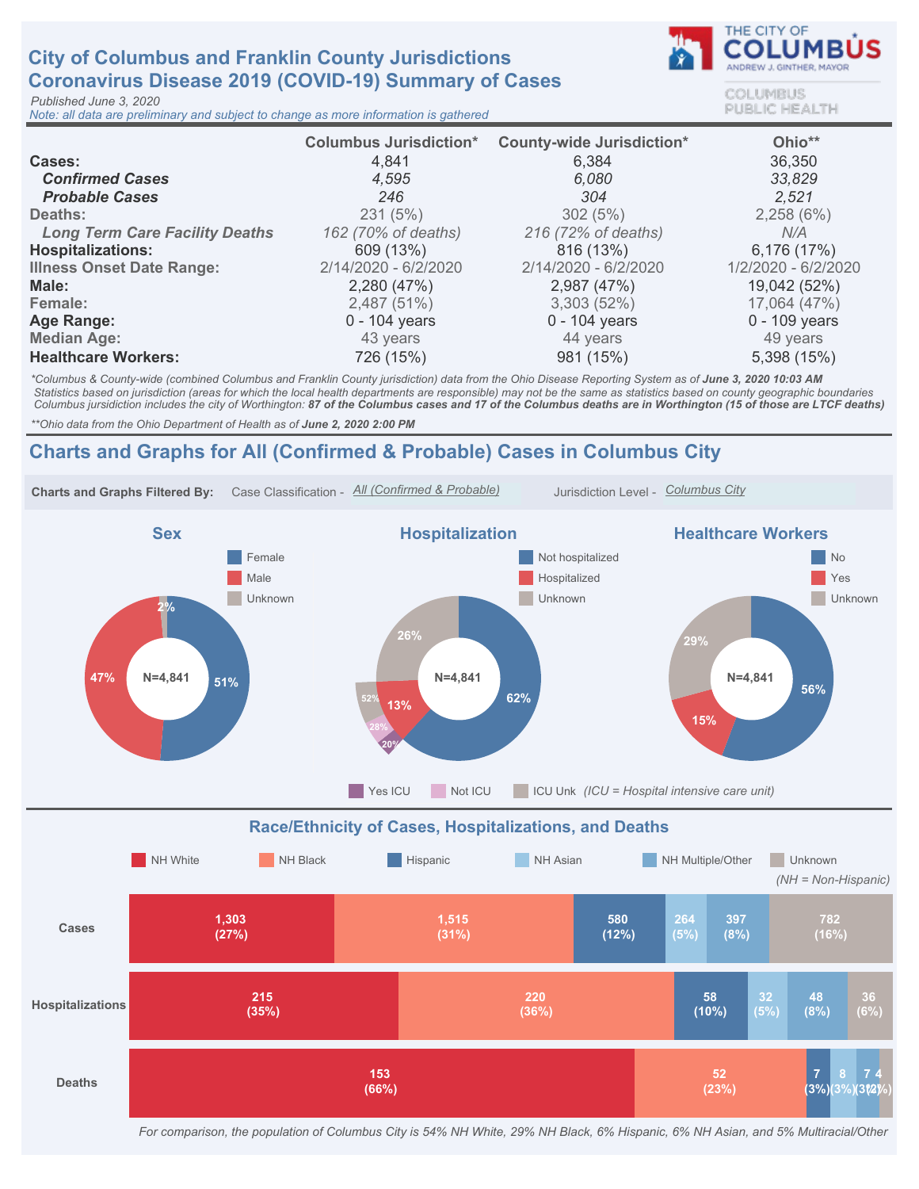# City of Columbus and Franklin County Jurisdictions
# Coronavirus Disease 2019 (COVID-19) Summary of Cases

THE CITY OF COLUMBUS
ANDREW J. GINTHER, MAYOR
COLUMBUS PUBLIC HEALTH

*Published June 3, 2020*
*Note: all data are preliminary and subject to change as more information is gathered*

| | Columbus Jurisdiction* | County-wide Jurisdiction* | Ohio** |
|---|---|---|---|
| **Cases:** | 4,841 | 6,384 | 36,350 |
| ***Confirmed Cases*** | *4,595* | *6,080* | *33,829* |
| ***Probable Cases*** | *246* | *304* | *2,521* |
| Deaths: | 231 (5%) | 302 (5%) | 2,258 (6%) |
| *Long Term Care Facility Deaths* | *162 (70% of deaths)* | *216 (72% of deaths)* | *N/A* |
| **Hospitalizations:** | 609 (13%) | 816 (13%) | 6,176 (17%) |
| Illness Onset Date Range: | 2/14/2020 - 6/2/2020 | 2/14/2020 - 6/2/2020 | 1/2/2020 - 6/2/2020 |
| **Male:** | 2,280 (47%) | 2,987 (47%) | 19,042 (52%) |
| Female: | 2,487 (51%) | 3,303 (52%) | 17,064 (47%) |
| **Age Range:** | 0 - 104 years | 0 - 104 years | 0 - 109 years |
| Median Age: | 43 years | 44 years | 49 years |
| **Healthcare Workers:** | 726 (15%) | 981 (15%) | 5,398 (15%) |

*\*Columbus & County-wide (combined Columbus and Franklin County jurisdiction) data from the Ohio Disease Reporting System as of **June 3, 2020 10:03 AM***
*Statistics based on jurisdiction (areas for which the local health departments are responsible) may not be the same as statistics based on county geographic boundaries*
*Columbus jurisdiction includes the city of Worthington: **87 of the Columbus cases and 17 of the Columbus deaths are in Worthington (15 of those are LTCF deaths)***

*\*\*Ohio data from the Ohio Department of Health as of **June 2, 2020 2:00 PM***

## Charts and Graphs for All (Confirmed & Probable) Cases in Columbus City

**Charts and Graphs Filtered By:** Case Classification - All (Confirmed & Probable) Jurisdiction Level - Columbus City

### Sex

N=4,841

| Female | Male | Unknown |
|---|---|---|
| 51% | 47% | 2% |

### Hospitalization

N=4,841

| Not hospitalized | Hospitalized | Unknown |
|---|---|---|
| 62% | 13% | 26% |

Of hospitalized: Yes ICU 20%, Not ICU 28%, ICU Unk 52% *(ICU = Hospital intensive care unit)*

### Healthcare Workers

N=4,841

| No | Yes | Unknown |
|---|---|---|
| 56% | 15% | 29% |

### Race/Ethnicity of Cases, Hospitalizations, and Deaths

*(NH = Non-Hispanic)*

| | NH White | NH Black | Hispanic | NH Asian | NH Multiple/Other | Unknown |
|---|---|---|---|---|---|---|
| Cases | 1,303 (27%) | 1,515 (31%) | 580 (12%) | 264 (5%) | 397 (8%) | 782 (16%) |
| Hospitalizations | 215 (35%) | 220 (36%) | 58 (10%) | 32 (5%) | 48 (8%) | 36 (6%) |
| Deaths | 153 (66%) | 52 (23%) | 7 (3%) | 8 (3%) | 7 (3%) | 4 (2%) |

*For comparison, the population of Columbus City is 54% NH White, 29% NH Black, 6% Hispanic, 6% NH Asian, and 5% Multiracial/Other*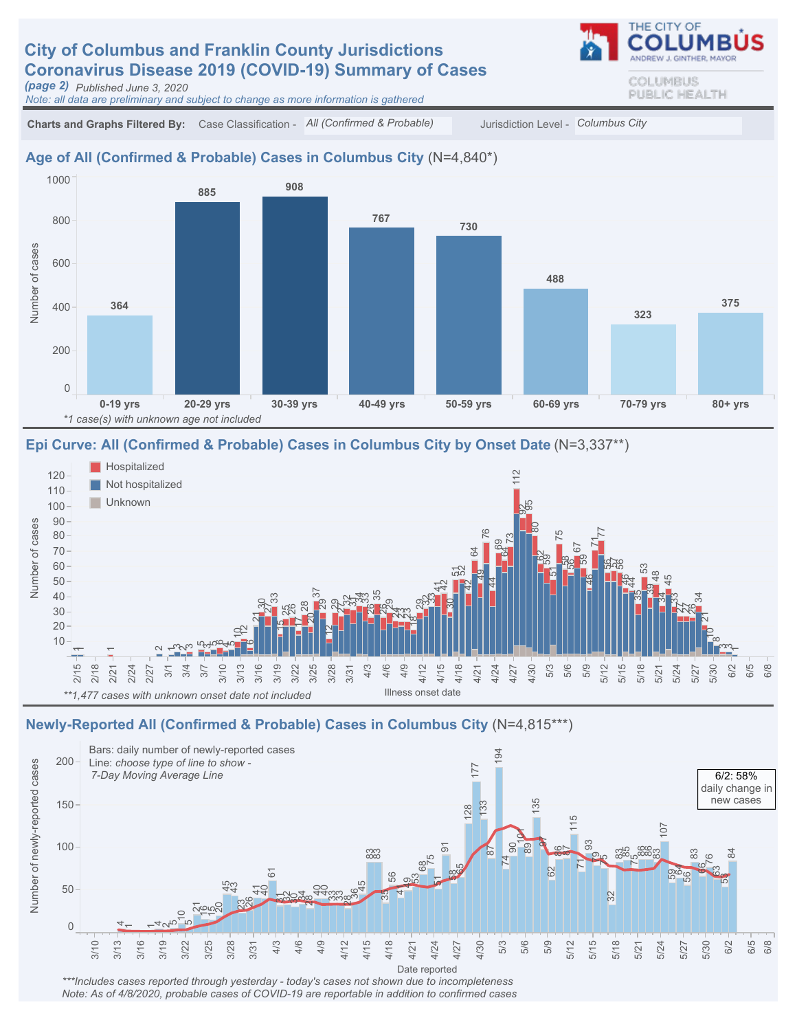# City of Columbus and Franklin County Jurisdictions Coronavirus Disease 2019 (COVID-19) Summary of Cases

*(page 2)* Published June 3, 2020

*Note: all data are preliminary and subject to change as more information is gathered*

THE CITY OF COLUMBUS — ANDREW J. GINTHER, MAYOR

COLUMBUS PUBLIC HEALTH

**Charts and Graphs Filtered By:** Case Classification - *All (Confirmed & Probable)* Jurisdiction Level - *Columbus City*

## Age of All (Confirmed & Probable) Cases in Columbus City (N=4,840*)

| Age group | Number of cases |
|---|---|
| 0-19 yrs | 364 |
| 20-29 yrs | 885 |
| 30-39 yrs | 908 |
| 40-49 yrs | 767 |
| 50-59 yrs | 730 |
| 60-69 yrs | 488 |
| 70-79 yrs | 323 |
| 80+ yrs | 375 |

*1 case(s) with unknown age not included

## Epi Curve: All (Confirmed & Probable) Cases in Columbus City by Onset Date (N=3,337**)

Legend: Hospitalized; Not hospitalized; Unknown

Y-axis: Number of cases. X-axis: Illness onset date (2/15 – 6/8).

**1,477 cases with unknown onset date not included

## Newly-Reported All (Confirmed & Probable) Cases in Columbus City (N=4,815***)

Bars: daily number of newly-reported cases

Line: *choose type of line to show -*

*7-Day Moving Average Line*

6/2: 58% daily change in new cases

Y-axis: Number of newly-reported cases. X-axis: Date reported (3/10 – 6/8).

***Includes cases reported through yesterday - today's cases not shown due to incompleteness

Note: As of 4/8/2020, probable cases of COVID-19 are reportable in addition to confirmed cases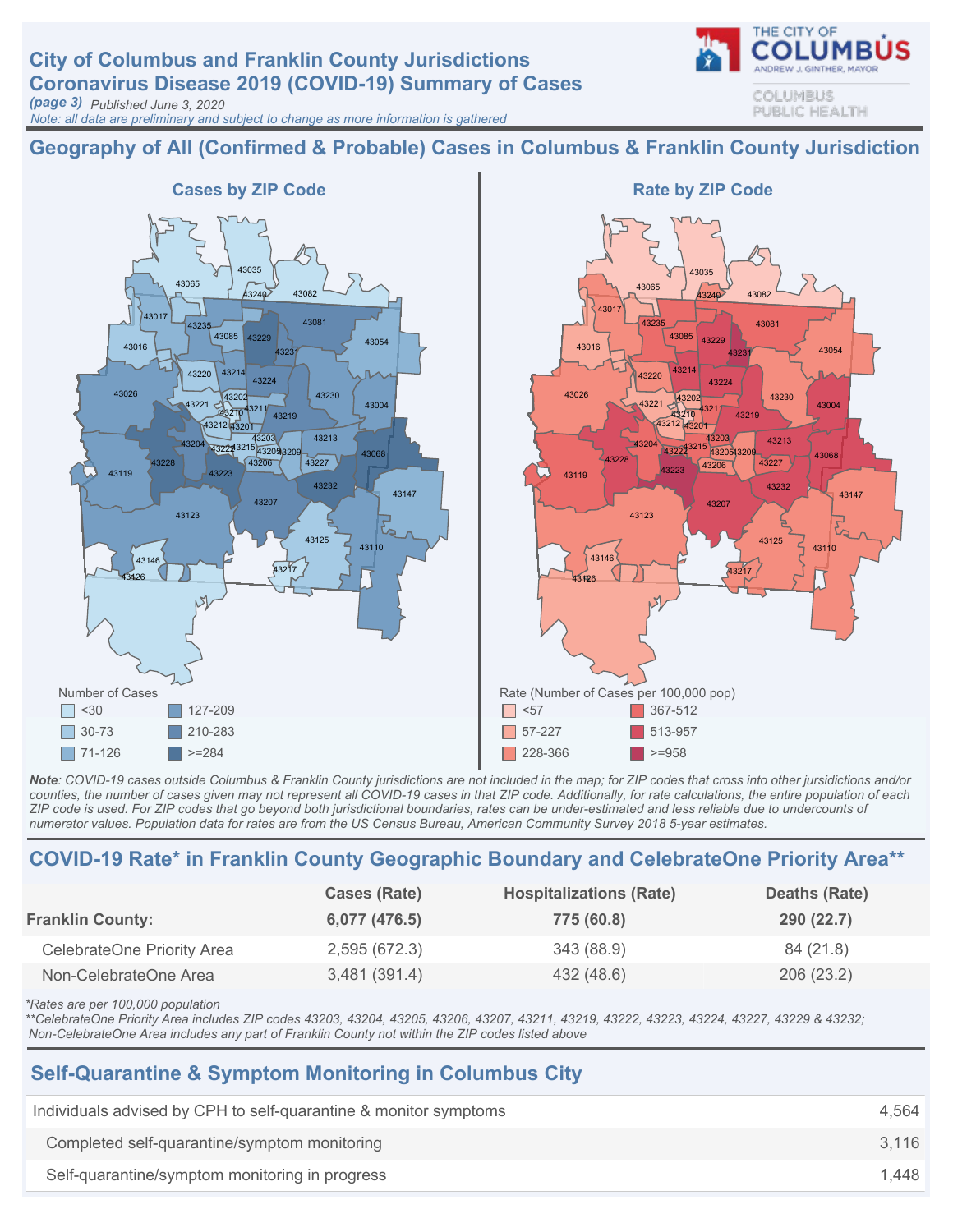# City of Columbus and Franklin County Jurisdictions
# Coronavirus Disease 2019 (COVID-19) Summary of Cases

*(page 3)* *Published June 3, 2020*

*Note: all data are preliminary and subject to change as more information is gathered*

THE CITY OF COLUMBUS
ANDREW J. GINTHER, MAYOR
COLUMBUS PUBLIC HEALTH

## Geography of All (Confirmed & Probable) Cases in Columbus & Franklin County Jurisdiction

### Cases by ZIP Code

Number of Cases
<30
30-73
71-126
127-209
210-283
>=284

### Rate by ZIP Code

Rate (Number of Cases per 100,000 pop)
<57
57-227
228-366
367-512
513-957
>=958

***Note****: COVID-19 cases outside Columbus & Franklin County jurisdictions are not included in the map; for ZIP codes that cross into other jursidictions and/or counties, the number of cases given may not represent all COVID-19 cases in that ZIP code. Additionally, for rate calculations, the entire population of each ZIP code is used. For ZIP codes that go beyond both jurisdictional boundaries, rates can be under-estimated and less reliable due to undercounts of numerator values. Population data for rates are from the US Census Bureau, American Community Survey 2018 5-year estimates.*

## COVID-19 Rate* in Franklin County Geographic Boundary and CelebrateOne Priority Area**

| | Cases (Rate) | Hospitalizations (Rate) | Deaths (Rate) |
|---|---|---|---|
| **Franklin County:** | **6,077 (476.5)** | **775 (60.8)** | **290 (22.7)** |
| CelebrateOne Priority Area | 2,595 (672.3) | 343 (88.9) | 84 (21.8) |
| Non-CelebrateOne Area | 3,481 (391.4) | 432 (48.6) | 206 (23.2) |

*\*Rates are per 100,000 population*

*\*\*CelebrateOne Priority Area includes ZIP codes 43203, 43204, 43205, 43206, 43207, 43211, 43219, 43222, 43223, 43224, 43227, 43229 & 43232; Non-CelebrateOne Area includes any part of Franklin County not within the ZIP codes listed above*

## Self-Quarantine & Symptom Monitoring in Columbus City

| | |
|---|---|
| Individuals advised by CPH to self-quarantine & monitor symptoms | 4,564 |
| Completed self-quarantine/symptom monitoring | 3,116 |
| Self-quarantine/symptom monitoring in progress | 1,448 |